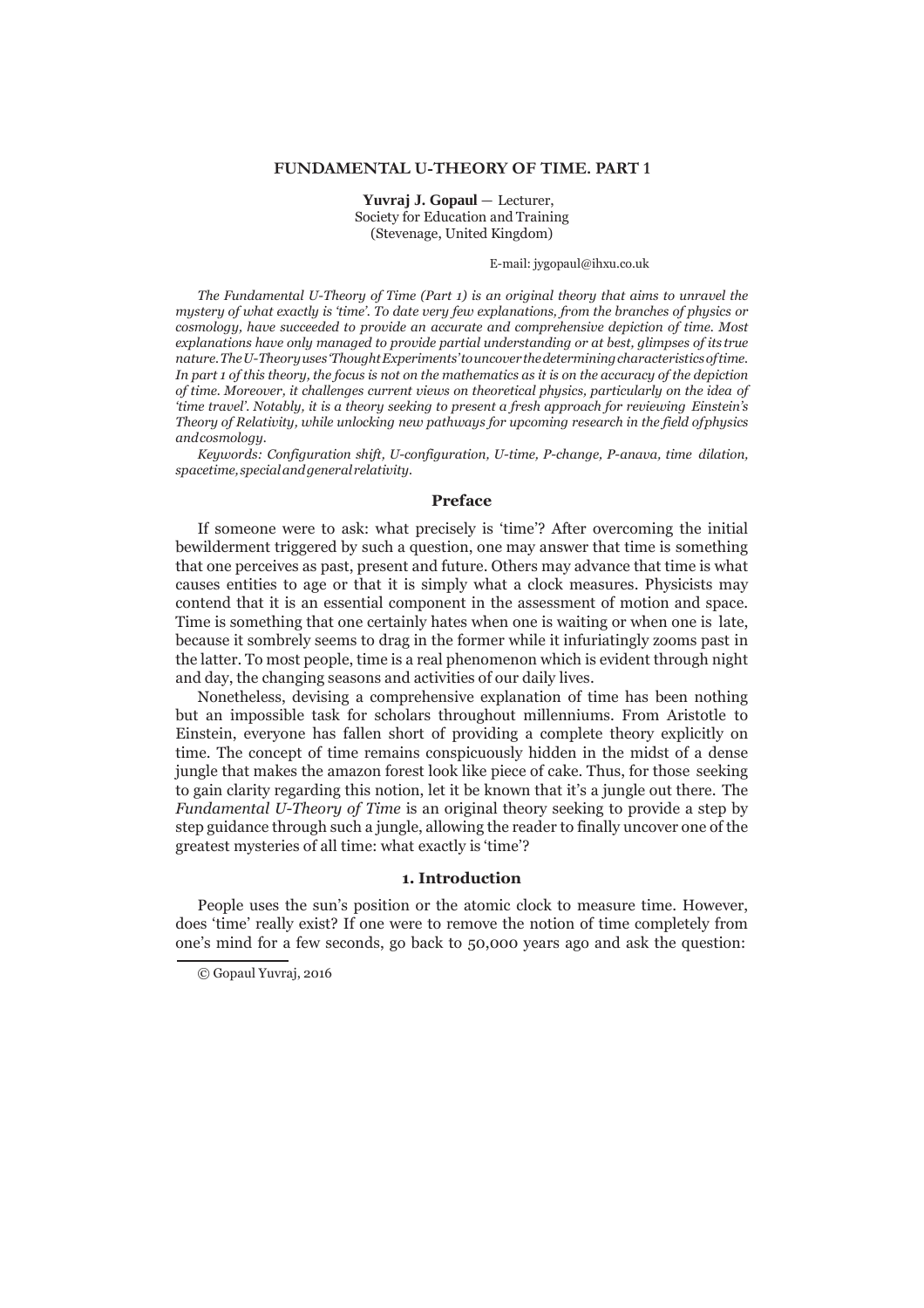# FUNDAMENTAL U-THEORY OF TIME. PART 1

**Yuvraj J. Gopaul** — Lecturer,
Society for Education and Training
(Stevenage, United Kingdom)

E-mail: jygopaul@ihxu.co.uk

*The Fundamental U-Theory of Time (Part 1) is an original theory that aims to unravel the mystery of what exactly is 'time'. To date very few explanations, from the branches of physics or cosmology, have succeeded to provide an accurate and comprehensive depiction of time. Most explanations have only managed to provide partial understanding or at best, glimpses of its true nature. The U-Theory uses 'Thought Experiments' to uncover the determining characteristics of time. In part 1 of this theory, the focus is not on the mathematics as it is on the accuracy of the depiction of time. Moreover, it challenges current views on theoretical physics, particularly on the idea of 'time travel'. Notably, it is a theory seeking to present a fresh approach for reviewing Einstein's Theory of Relativity, while unlocking new pathways for upcoming research in the field of physics and cosmology.*

*Keywords: Configuration shift, U-configuration, U-time, P-change, P-anava, time dilation, spacetime, special and general relativity.*

## Preface

If someone were to ask: what precisely is 'time'? After overcoming the initial bewilderment triggered by such a question, one may answer that time is something that one perceives as past, present and future. Others may advance that time is what causes entities to age or that it is simply what a clock measures. Physicists may contend that it is an essential component in the assessment of motion and space. Time is something that one certainly hates when one is waiting or when one is late, because it sombrely seems to drag in the former while it infuriatingly zooms past in the latter. To most people, time is a real phenomenon which is evident through night and day, the changing seasons and activities of our daily lives.

Nonetheless, devising a comprehensive explanation of time has been nothing but an impossible task for scholars throughout millenniums. From Aristotle to Einstein, everyone has fallen short of providing a complete theory explicitly on time. The concept of time remains conspicuously hidden in the midst of a dense jungle that makes the amazon forest look like piece of cake. Thus, for those seeking to gain clarity regarding this notion, let it be known that it's a jungle out there. The *Fundamental U-Theory of Time* is an original theory seeking to provide a step by step guidance through such a jungle, allowing the reader to finally uncover one of the greatest mysteries of all time: what exactly is 'time'?

## 1. Introduction

People uses the sun's position or the atomic clock to measure time. However, does 'time' really exist? If one were to remove the notion of time completely from one's mind for a few seconds, go back to 50,000 years ago and ask the question:

© Gopaul Yuvraj, 2016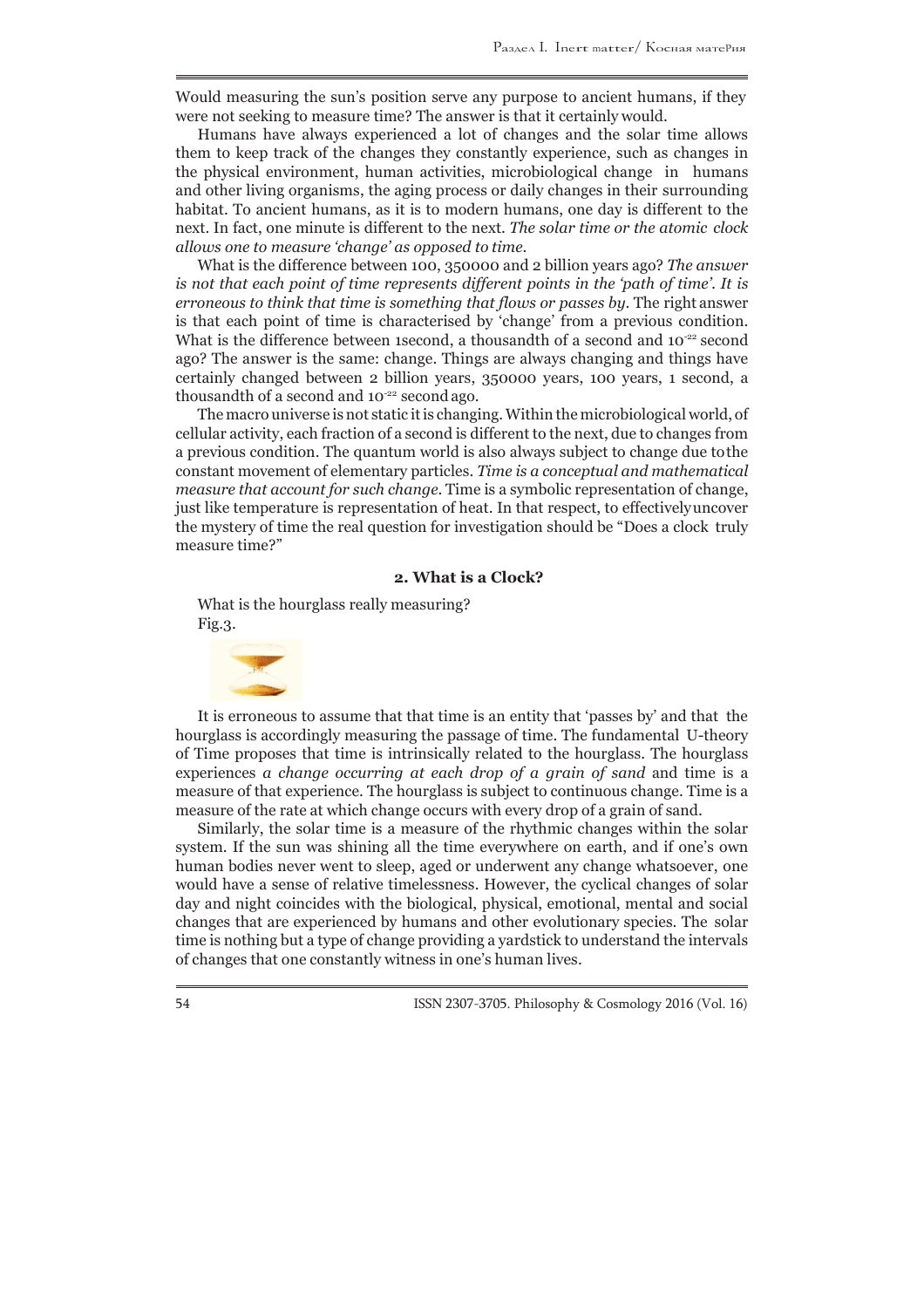Would measuring the sun's position serve any purpose to ancient humans, if they were not seeking to measure time? The answer is that it certainly would.

Humans have always experienced a lot of changes and the solar time allows them to keep track of the changes they constantly experience, such as changes in the physical environment, human activities, microbiological change in humans and other living organisms, the aging process or daily changes in their surrounding habitat. To ancient humans, as it is to modern humans, one day is different to the next. In fact, one minute is different to the next. *The solar time or the atomic clock allows one to measure 'change' as opposed to time.*

What is the difference between 100, 350000 and 2 billion years ago? *The answer is not that each point of time represents different points in the 'path of time'. It is erroneous to think that time is something that flows or passes by.* The right answer is that each point of time is characterised by 'change' from a previous condition. What is the difference between 1second, a thousandth of a second and $10^{-22}$ second ago? The answer is the same: change. Things are always changing and things have certainly changed between 2 billion years, 350000 years, 100 years, 1 second, a thousandth of a second and $10^{-22}$ second ago.

The macro universe is not static it is changing. Within the microbiological world, of cellular activity, each fraction of a second is different to the next, due to changes from a previous condition. The quantum world is also always subject to change due to the constant movement of elementary particles. *Time is a conceptual and mathematical measure that account for such change.* Time is a symbolic representation of change, just like temperature is representation of heat. In that respect, to effectively uncover the mystery of time the real question for investigation should be "Does a clock truly measure time?"

## 2. What is a Clock?

What is the hourglass really measuring?

Fig.3.

It is erroneous to assume that that time is an entity that 'passes by' and that the hourglass is accordingly measuring the passage of time. The fundamental U-theory of Time proposes that time is intrinsically related to the hourglass. The hourglass experiences *a change occurring at each drop of a grain of sand* and time is a measure of that experience. The hourglass is subject to continuous change. Time is a measure of the rate at which change occurs with every drop of a grain of sand.

Similarly, the solar time is a measure of the rhythmic changes within the solar system. If the sun was shining all the time everywhere on earth, and if one's own human bodies never went to sleep, aged or underwent any change whatsoever, one would have a sense of relative timelessness. However, the cyclical changes of solar day and night coincides with the biological, physical, emotional, mental and social changes that are experienced by humans and other evolutionary species. The solar time is nothing but a type of change providing a yardstick to understand the intervals of changes that one constantly witness in one's human lives.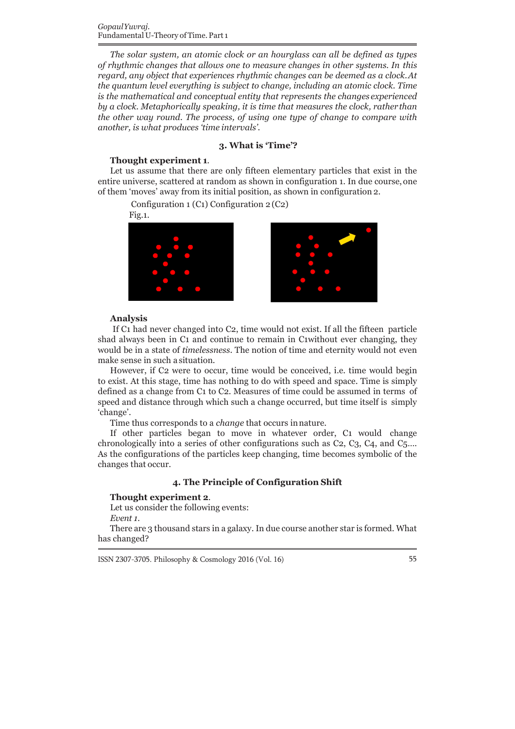*The solar system, an atomic clock or an hourglass can all be defined as types of rhythmic changes that allows one to measure changes in other systems. In this regard, any object that experiences rhythmic changes can be deemed as a clock. At the quantum level everything is subject to change, including an atomic clock. Time is the mathematical and conceptual entity that represents the changes experienced by a clock. Metaphorically speaking, it is time that measures the clock, rather than the other way round. The process, of using one type of change to compare with another, is what produces 'time intervals'.*

### 3. What is 'Time'?

**Thought experiment 1**.

Let us assume that there are only fifteen elementary particles that exist in the entire universe, scattered at random as shown in configuration 1. In due course, one of them 'moves' away from its initial position, as shown in configuration 2.

Configuration 1 (C1) Configuration 2 (C2)

Fig.1.

**Analysis**

If C1 had never changed into C2, time would not exist. If all the fifteen particle shad always been in C1 and continue to remain in C1without ever changing, they would be in a state of *timelessness*. The notion of time and eternity would not even make sense in such a situation.

However, if C2 were to occur, time would be conceived, i.e. time would begin to exist. At this stage, time has nothing to do with speed and space. Time is simply defined as a change from C1 to C2. Measures of time could be assumed in terms of speed and distance through which such a change occurred, but time itself is simply 'change'.

Time thus corresponds to a *change* that occurs in nature.

If other particles began to move in whatever order, C1 would change chronologically into a series of other configurations such as C2, C3, C4, and C5.... As the configurations of the particles keep changing, time becomes symbolic of the changes that occur.

### 4. The Principle of Configuration Shift

**Thought experiment 2**.

Let us consider the following events:

*Event 1.*

There are 3 thousand stars in a galaxy. In due course another star is formed. What has changed?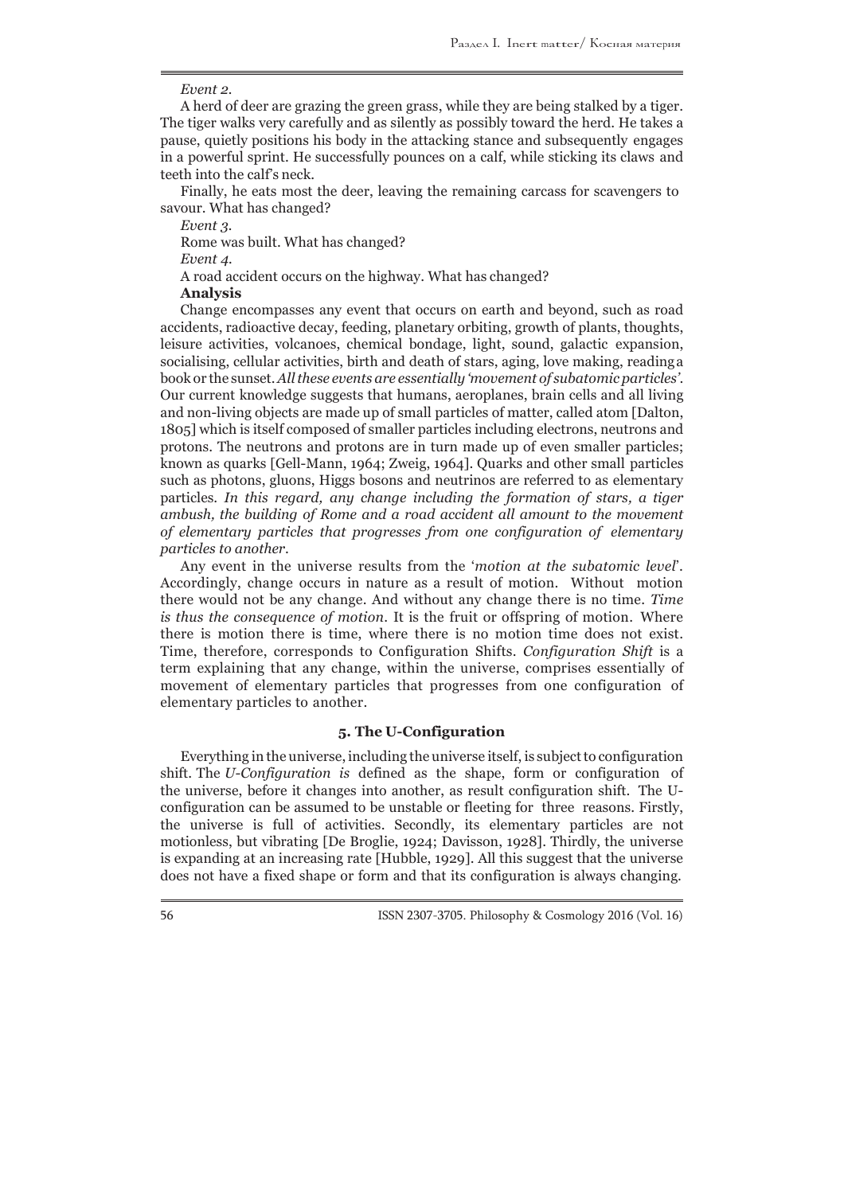*Event 2.*

A herd of deer are grazing the green grass, while they are being stalked by a tiger. The tiger walks very carefully and as silently as possibly toward the herd. He takes a pause, quietly positions his body in the attacking stance and subsequently engages in a powerful sprint. He successfully pounces on a calf, while sticking its claws and teeth into the calf's neck.

Finally, he eats most the deer, leaving the remaining carcass for scavengers to savour. What has changed?

*Event 3.*

Rome was built. What has changed?

*Event 4.*

A road accident occurs on the highway. What has changed?

**Analysis**

Change encompasses any event that occurs on earth and beyond, such as road accidents, radioactive decay, feeding, planetary orbiting, growth of plants, thoughts, leisure activities, volcanoes, chemical bondage, light, sound, galactic expansion, socialising, cellular activities, birth and death of stars, aging, love making, reading a book or the sunset. *All these events are essentially 'movement of subatomic particles'.* Our current knowledge suggests that humans, aeroplanes, brain cells and all living and non-living objects are made up of small particles of matter, called atom [Dalton, 1805] which is itself composed of smaller particles including electrons, neutrons and protons. The neutrons and protons are in turn made up of even smaller particles; known as quarks [Gell-Mann, 1964; Zweig, 1964]. Quarks and other small particles such as photons, gluons, Higgs bosons and neutrinos are referred to as elementary particles. *In this regard, any change including the formation of stars, a tiger ambush, the building of Rome and a road accident all amount to the movement of elementary particles that progresses from one configuration of elementary particles to another.*

Any event in the universe results from the '*motion at the subatomic level*'. Accordingly, change occurs in nature as a result of motion. Without motion there would not be any change. And without any change there is no time. *Time is thus the consequence of motion.* It is the fruit or offspring of motion. Where there is motion there is time, where there is no motion time does not exist. Time, therefore, corresponds to Configuration Shifts. *Configuration Shift* is a term explaining that any change, within the universe, comprises essentially of movement of elementary particles that progresses from one configuration of elementary particles to another.

## 5. The U-Configuration

Everything in the universe, including the universe itself, is subject to configuration shift. The *U-Configuration is* defined as the shape, form or configuration of the universe, before it changes into another, as result configuration shift. The U-configuration can be assumed to be unstable or fleeting for three reasons. Firstly, the universe is full of activities. Secondly, its elementary particles are not motionless, but vibrating [De Broglie, 1924; Davisson, 1928]. Thirdly, the universe is expanding at an increasing rate [Hubble, 1929]. All this suggest that the universe does not have a fixed shape or form and that its configuration is always changing.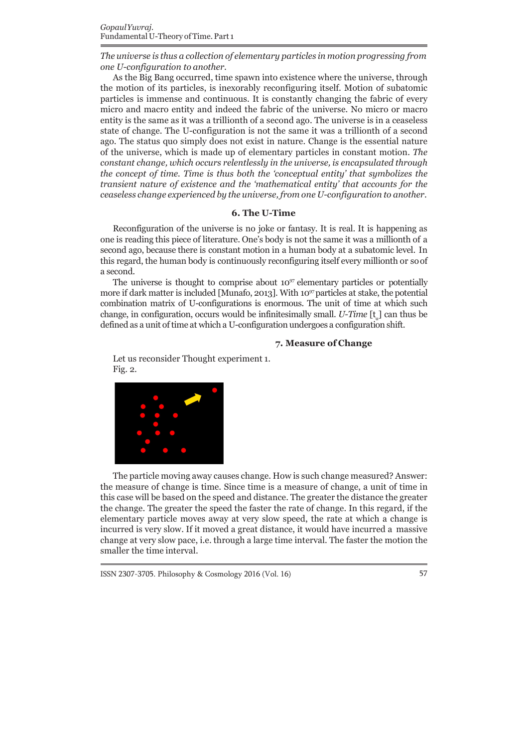*The universe is thus a collection of elementary particles in motion progressing from one U-configuration to another.*

As the Big Bang occurred, time spawn into existence where the universe, through the motion of its particles, is inexorably reconfiguring itself. Motion of subatomic particles is immense and continuous. It is constantly changing the fabric of every micro and macro entity and indeed the fabric of the universe. No micro or macro entity is the same as it was a trillionth of a second ago. The universe is in a ceaseless state of change. The U-configuration is not the same it was a trillionth of a second ago. The status quo simply does not exist in nature. Change is the essential nature of the universe, which is made up of elementary particles in constant motion. *The constant change, which occurs relentlessly in the universe, is encapsulated through the concept of time. Time is thus both the 'conceptual entity' that symbolizes the transient nature of existence and the 'mathematical entity' that accounts for the ceaseless change experienced by the universe, from one U-configuration to another.*

## 6. The U-Time

Reconfiguration of the universe is no joke or fantasy. It is real. It is happening as one is reading this piece of literature. One's body is not the same it was a millionth of a second ago, because there is constant motion in a human body at a subatomic level. In this regard, the human body is continuously reconfiguring itself every millionth or so of a second.

The universe is thought to comprise about $10^{97}$ elementary particles or potentially more if dark matter is included [Munafo, 2013]. With $10^{97}$ particles at stake, the potential combination matrix of U-configurations is enormous. The unit of time at which such change, in configuration, occurs would be infinitesimally small. *U-Time* [$t_u$] can thus be defined as a unit of time at which a U-configuration undergoes a configuration shift.

## 7. Measure of Change

Let us reconsider Thought experiment 1.
Fig. 2.

The particle moving away causes change. How is such change measured? Answer: the measure of change is time. Since time is a measure of change, a unit of time in this case will be based on the speed and distance. The greater the distance the greater the change. The greater the speed the faster the rate of change. In this regard, if the elementary particle moves away at very slow speed, the rate at which a change is incurred is very slow. If it moved a great distance, it would have incurred a massive change at very slow pace, i.e. through a large time interval. The faster the motion the smaller the time interval.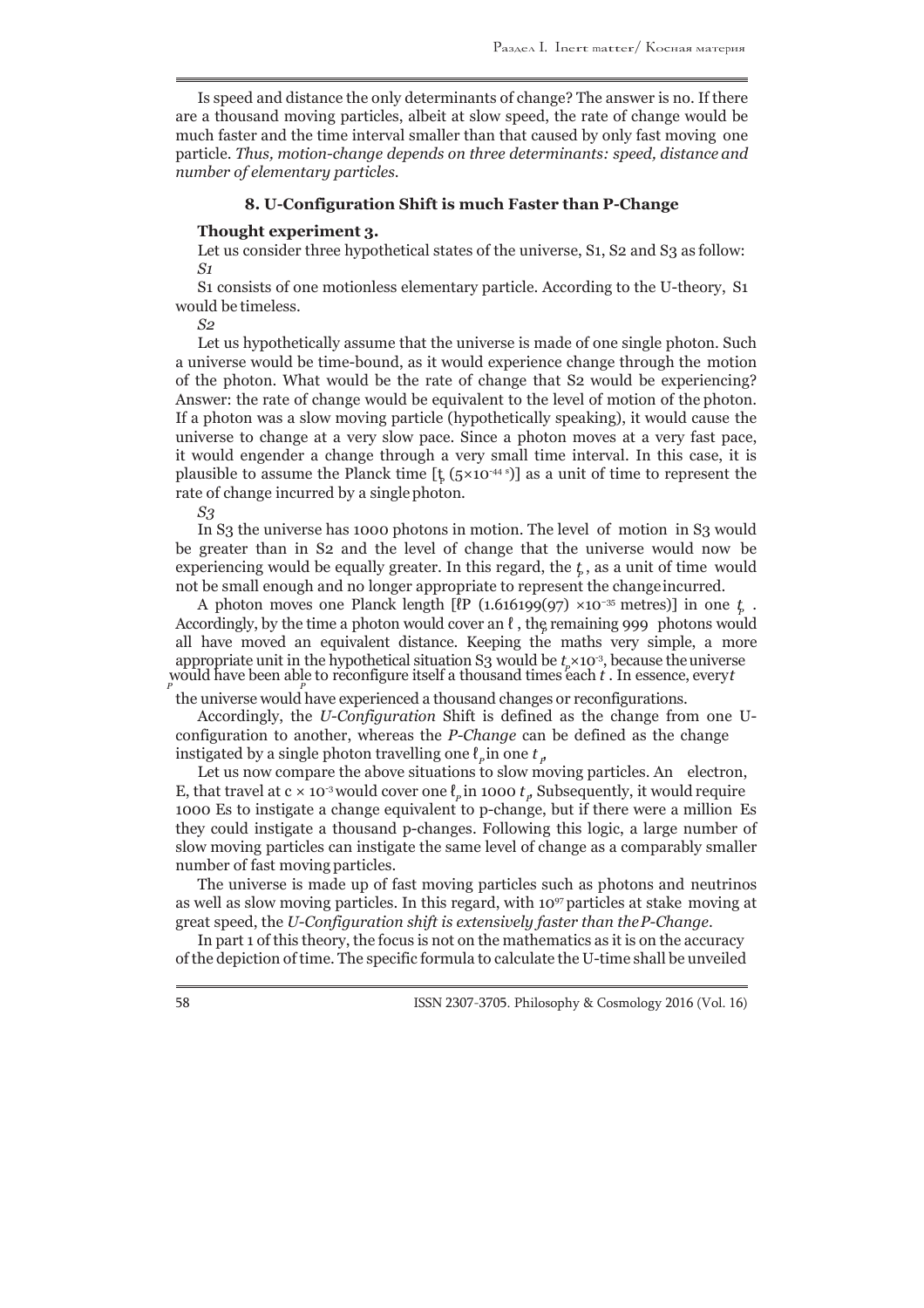Is speed and distance the only determinants of change? The answer is no. If there are a thousand moving particles, albeit at slow speed, the rate of change would be much faster and the time interval smaller than that caused by only fast moving one particle. *Thus, motion-change depends on three determinants: speed, distance and number of elementary particles.*

### 8. U-Configuration Shift is much Faster than P-Change

**Thought experiment 3.**

Let us consider three hypothetical states of the universe, S1, S2 and S3 as follow:

*S1*

S1 consists of one motionless elementary particle. According to the U-theory, S1 would be timeless.

*S2*

Let us hypothetically assume that the universe is made of one single photon. Such a universe would be time-bound, as it would experience change through the motion of the photon. What would be the rate of change that S2 would be experiencing? Answer: the rate of change would be equivalent to the level of motion of the photon. If a photon was a slow moving particle (hypothetically speaking), it would cause the universe to change at a very slow pace. Since a photon moves at a very fast pace, it would engender a change through a very small time interval. In this case, it is plausible to assume the Planck time [$t_P$ ($5\times10^{-44}$ s)] as a unit of time to represent the rate of change incurred by a single photon.

*S3*

In S3 the universe has 1000 photons in motion. The level of motion in S3 would be greater than in S2 and the level of change that the universe would now be experiencing would be equally greater. In this regard, the $t_P$, as a unit of time would not be small enough and no longer appropriate to represent the change incurred.

A photon moves one Planck length [ℓP (1.616199(97) $\times10^{-35}$ metres)] in one $t_P$. Accordingly, by the time a photon would cover an $\ell_P$, the remaining 999 photons would all have moved an equivalent distance. Keeping the maths very simple, a more appropriate unit in the hypothetical situation S3 would be $t_P\times10^{-3}$, because the universe would have been able to reconfigure itself a thousand times each $t_P$. In essence, every $t_P$ the universe would have experienced a thousand changes or reconfigurations.

Accordingly, the *U-Configuration* Shift is defined as the change from one U-configuration to another, whereas the *P-Change* can be defined as the change instigated by a single photon travelling one $\ell_p$ in one $t_P$.

Let us now compare the above situations to slow moving particles. An electron, E, that travel at c $\times$ $10^{-3}$ would cover one $\ell_p$ in 1000 $t_P$. Subsequently, it would require 1000 Es to instigate a change equivalent to p-change, but if there were a million Es they could instigate a thousand p-changes. Following this logic, a large number of slow moving particles can instigate the same level of change as a comparably smaller number of fast moving particles.

The universe is made up of fast moving particles such as photons and neutrinos as well as slow moving particles. In this regard, with $10^{97}$ particles at stake moving at great speed, the *U-Configuration shift is extensively faster than the P-Change*.

In part 1 of this theory, the focus is not on the mathematics as it is on the accuracy of the depiction of time. The specific formula to calculate the U-time shall be unveiled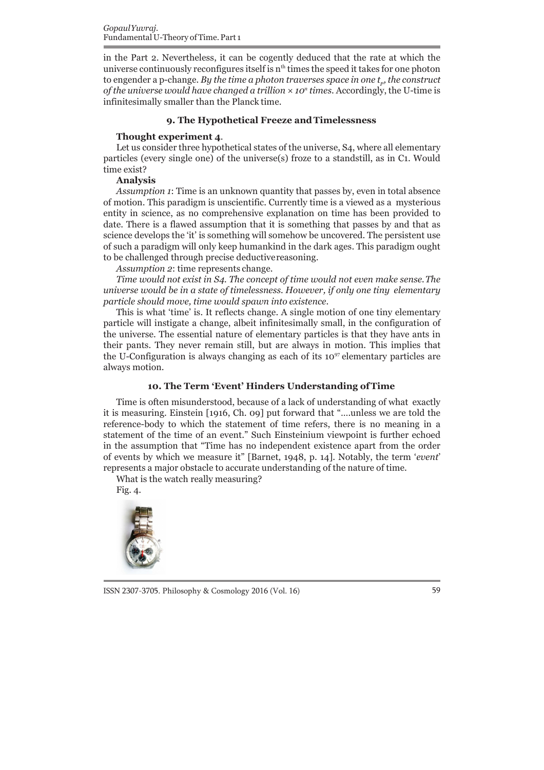in the Part 2. Nevertheless, it can be cogently deduced that the rate at which the universe continuously reconfigures itself is $n^{th}$ times the speed it takes for one photon to engender a p-change. *By the time a photon traverses space in one $t_p$, the construct of the universe would have changed a trillion × $10^n$ times*. Accordingly, the U-time is infinitesimally smaller than the Planck time.

## 9. The Hypothetical Freeze and Timelessness

**Thought experiment 4**.

Let us consider three hypothetical states of the universe, S4, where all elementary particles (every single one) of the universe(s) froze to a standstill, as in C1. Would time exist?

**Analysis**

*Assumption 1*: Time is an unknown quantity that passes by, even in total absence of motion. This paradigm is unscientific. Currently time is a viewed as a mysterious entity in science, as no comprehensive explanation on time has been provided to date. There is a flawed assumption that it is something that passes by and that as science develops the 'it' is something will somehow be uncovered. The persistent use of such a paradigm will only keep humankind in the dark ages. This paradigm ought to be challenged through precise deductive reasoning.

*Assumption 2*: time represents change.

*Time would not exist in S4. The concept of time would not even make sense. The universe would be in a state of timelessness. However, if only one tiny elementary particle should move, time would spawn into existence*.

This is what 'time' is. It reflects change. A single motion of one tiny elementary particle will instigate a change, albeit infinitesimally small, in the configuration of the universe. The essential nature of elementary particles is that they have ants in their pants. They never remain still, but are always in motion. This implies that the U-Configuration is always changing as each of its $10^{97}$ elementary particles are always motion.

## 10. The Term 'Event' Hinders Understanding of Time

Time is often misunderstood, because of a lack of understanding of what exactly it is measuring. Einstein [1916, Ch. 09] put forward that "....unless we are told the reference-body to which the statement of time refers, there is no meaning in a statement of the time of an event." Such Einsteinium viewpoint is further echoed in the assumption that "Time has no independent existence apart from the order of events by which we measure it" [Barnet, 1948, p. 14]. Notably, the term '*event*' represents a major obstacle to accurate understanding of the nature of time.

What is the watch really measuring?

Fig. 4.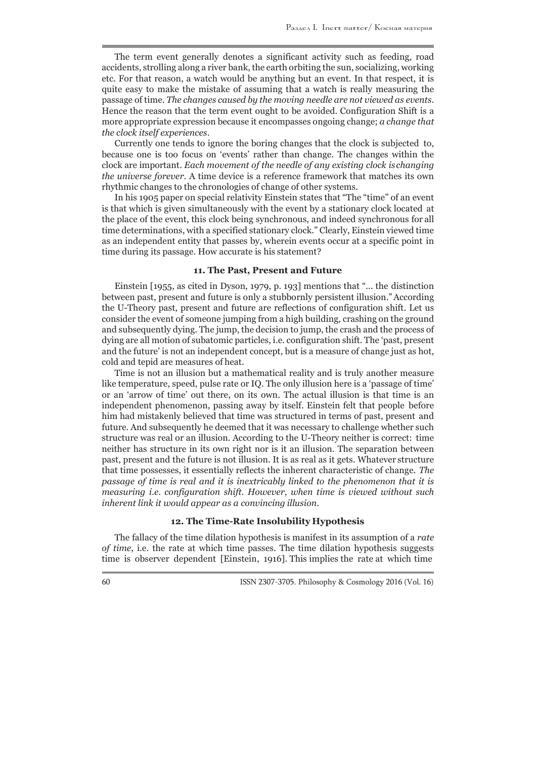The term event generally denotes a significant activity such as feeding, road accidents, strolling along a river bank, the earth orbiting the sun, socializing, working etc. For that reason, a watch would be anything but an event. In that respect, it is quite easy to make the mistake of assuming that a watch is really measuring the passage of time. *The changes caused by the moving needle are not viewed as events.* Hence the reason that the term event ought to be avoided. Configuration Shift is a more appropriate expression because it encompasses ongoing change; *a change that the clock itself experiences.*

Currently one tends to ignore the boring changes that the clock is subjected to, because one is too focus on 'events' rather than change. The changes within the clock are important. *Each movement of the needle of any existing clock is changing the universe forever.* A time device is a reference framework that matches its own rhythmic changes to the chronologies of change of other systems.

In his 1905 paper on special relativity Einstein states that "The "time" of an event is that which is given simultaneously with the event by a stationary clock located at the place of the event, this clock being synchronous, and indeed synchronous for all time determinations, with a specified stationary clock." Clearly, Einstein viewed time as an independent entity that passes by, wherein events occur at a specific point in time during its passage. How accurate is his statement?

## 11. The Past, Present and Future

Einstein [1955, as cited in Dyson, 1979, p. 193] mentions that "... the distinction between past, present and future is only a stubbornly persistent illusion." According the U-Theory past, present and future are reflections of configuration shift. Let us consider the event of someone jumping from a high building, crashing on the ground and subsequently dying. The jump, the decision to jump, the crash and the process of dying are all motion of subatomic particles, i.e. configuration shift. The 'past, present and the future' is not an independent concept, but is a measure of change just as hot, cold and tepid are measures of heat.

Time is not an illusion but a mathematical reality and is truly another measure like temperature, speed, pulse rate or IQ. The only illusion here is a 'passage of time' or an 'arrow of time' out there, on its own. The actual illusion is that time is an independent phenomenon, passing away by itself. Einstein felt that people before him had mistakenly believed that time was structured in terms of past, present and future. And subsequently he deemed that it was necessary to challenge whether such structure was real or an illusion. According to the U-Theory neither is correct: time neither has structure in its own right nor is it an illusion. The separation between past, present and the future is not illusion. It is as real as it gets. Whatever structure that time possesses, it essentially reflects the inherent characteristic of change. *The passage of time is real and it is inextricably linked to the phenomenon that it is measuring i.e. configuration shift. However, when time is viewed without such inherent link it would appear as a convincing illusion.*

## 12. The Time-Rate Insolubility Hypothesis

The fallacy of the time dilation hypothesis is manifest in its assumption of a *rate of time*, i.e. the rate at which time passes. The time dilation hypothesis suggests time is observer dependent [Einstein, 1916]. This implies the rate at which time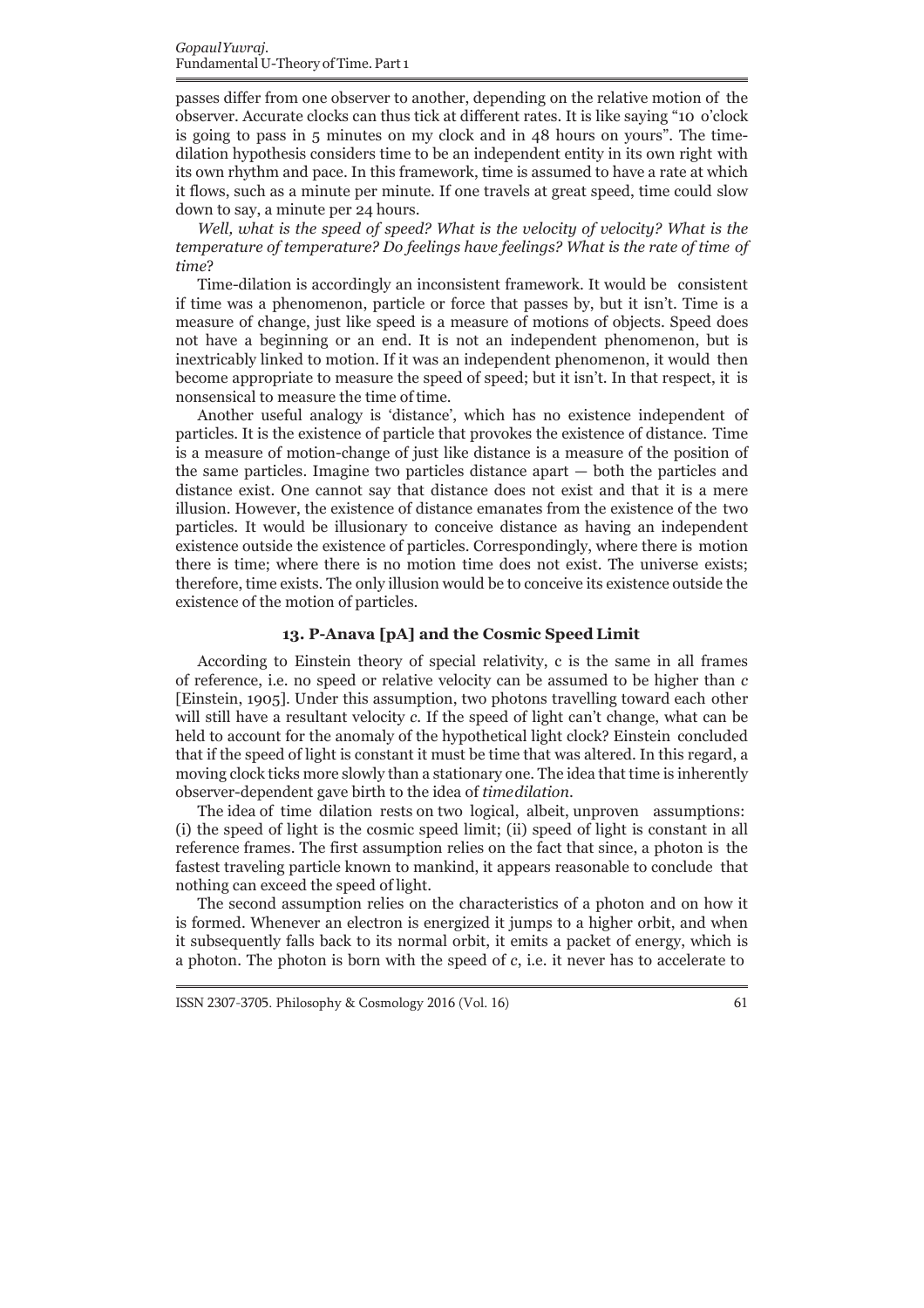passes differ from one observer to another, depending on the relative motion of the observer. Accurate clocks can thus tick at different rates. It is like saying "10 o'clock is going to pass in 5 minutes on my clock and in 48 hours on yours". The time-dilation hypothesis considers time to be an independent entity in its own right with its own rhythm and pace. In this framework, time is assumed to have a rate at which it flows, such as a minute per minute. If one travels at great speed, time could slow down to say, a minute per 24 hours.

*Well, what is the speed of speed? What is the velocity of velocity? What is the temperature of temperature? Do feelings have feelings? What is the rate of time of time*?

Time-dilation is accordingly an inconsistent framework. It would be consistent if time was a phenomenon, particle or force that passes by, but it isn't. Time is a measure of change, just like speed is a measure of motions of objects. Speed does not have a beginning or an end. It is not an independent phenomenon, but is inextricably linked to motion. If it was an independent phenomenon, it would then become appropriate to measure the speed of speed; but it isn't. In that respect, it is nonsensical to measure the time of time.

Another useful analogy is 'distance', which has no existence independent of particles. It is the existence of particle that provokes the existence of distance. Time is a measure of motion-change of just like distance is a measure of the position of the same particles. Imagine two particles distance apart — both the particles and distance exist. One cannot say that distance does not exist and that it is a mere illusion. However, the existence of distance emanates from the existence of the two particles. It would be illusionary to conceive distance as having an independent existence outside the existence of particles. Correspondingly, where there is motion there is time; where there is no motion time does not exist. The universe exists; therefore, time exists. The only illusion would be to conceive its existence outside the existence of the motion of particles.

## 13. P-Anava [pA] and the Cosmic Speed Limit

According to Einstein theory of special relativity, c is the same in all frames of reference, i.e. no speed or relative velocity can be assumed to be higher than $c$ [Einstein, 1905]. Under this assumption, two photons travelling toward each other will still have a resultant velocity $c$. If the speed of light can't change, what can be held to account for the anomaly of the hypothetical light clock? Einstein concluded that if the speed of light is constant it must be time that was altered. In this regard, a moving clock ticks more slowly than a stationary one. The idea that time is inherently observer-dependent gave birth to the idea of *time dilation*.

The idea of time dilation rests on two logical, albeit, unproven assumptions: (i) the speed of light is the cosmic speed limit; (ii) speed of light is constant in all reference frames. The first assumption relies on the fact that since, a photon is the fastest traveling particle known to mankind, it appears reasonable to conclude that nothing can exceed the speed of light.

The second assumption relies on the characteristics of a photon and on how it is formed. Whenever an electron is energized it jumps to a higher orbit, and when it subsequently falls back to its normal orbit, it emits a packet of energy, which is a photon. The photon is born with the speed of $c$, i.e. it never has to accelerate to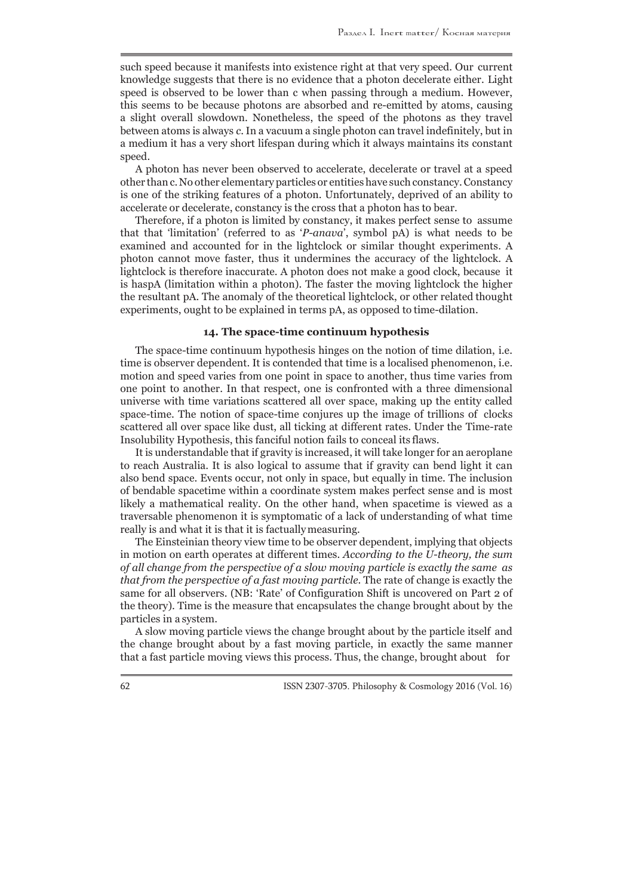such speed because it manifests into existence right at that very speed. Our current knowledge suggests that there is no evidence that a photon decelerate either. Light speed is observed to be lower than c when passing through a medium. However, this seems to be because photons are absorbed and re-emitted by atoms, causing a slight overall slowdown. Nonetheless, the speed of the photons as they travel between atoms is always *c*. In a vacuum a single photon can travel indefinitely, but in a medium it has a very short lifespan during which it always maintains its constant speed.

A photon has never been observed to accelerate, decelerate or travel at a speed other than c. No other elementary particles or entities have such constancy. Constancy is one of the striking features of a photon. Unfortunately, deprived of an ability to accelerate or decelerate, constancy is the cross that a photon has to bear.

Therefore, if a photon is limited by constancy, it makes perfect sense to assume that that 'limitation' (referred to as '*P-anava*', symbol pA) is what needs to be examined and accounted for in the lightclock or similar thought experiments. A photon cannot move faster, thus it undermines the accuracy of the lightclock. A lightclock is therefore inaccurate. A photon does not make a good clock, because it is haspA (limitation within a photon). The faster the moving lightclock the higher the resultant pA. The anomaly of the theoretical lightclock, or other related thought experiments, ought to be explained in terms pA, as opposed to time-dilation.

### 14. The space-time continuum hypothesis

The space-time continuum hypothesis hinges on the notion of time dilation, i.e. time is observer dependent. It is contended that time is a localised phenomenon, i.e. motion and speed varies from one point in space to another, thus time varies from one point to another. In that respect, one is confronted with a three dimensional universe with time variations scattered all over space, making up the entity called space-time. The notion of space-time conjures up the image of trillions of clocks scattered all over space like dust, all ticking at different rates. Under the Time-rate Insolubility Hypothesis, this fanciful notion fails to conceal its flaws.

It is understandable that if gravity is increased, it will take longer for an aeroplane to reach Australia. It is also logical to assume that if gravity can bend light it can also bend space. Events occur, not only in space, but equally in time. The inclusion of bendable spacetime within a coordinate system makes perfect sense and is most likely a mathematical reality. On the other hand, when spacetime is viewed as a traversable phenomenon it is symptomatic of a lack of understanding of what time really is and what it is that it is factually measuring.

The Einsteinian theory view time to be observer dependent, implying that objects in motion on earth operates at different times. *According to the U-theory, the sum of all change from the perspective of a slow moving particle is exactly the same as that from the perspective of a fast moving particle*. The rate of change is exactly the same for all observers. (NB: 'Rate' of Configuration Shift is uncovered on Part 2 of the theory). Time is the measure that encapsulates the change brought about by the particles in a system.

A slow moving particle views the change brought about by the particle itself and the change brought about by a fast moving particle, in exactly the same manner that a fast particle moving views this process. Thus, the change, brought about for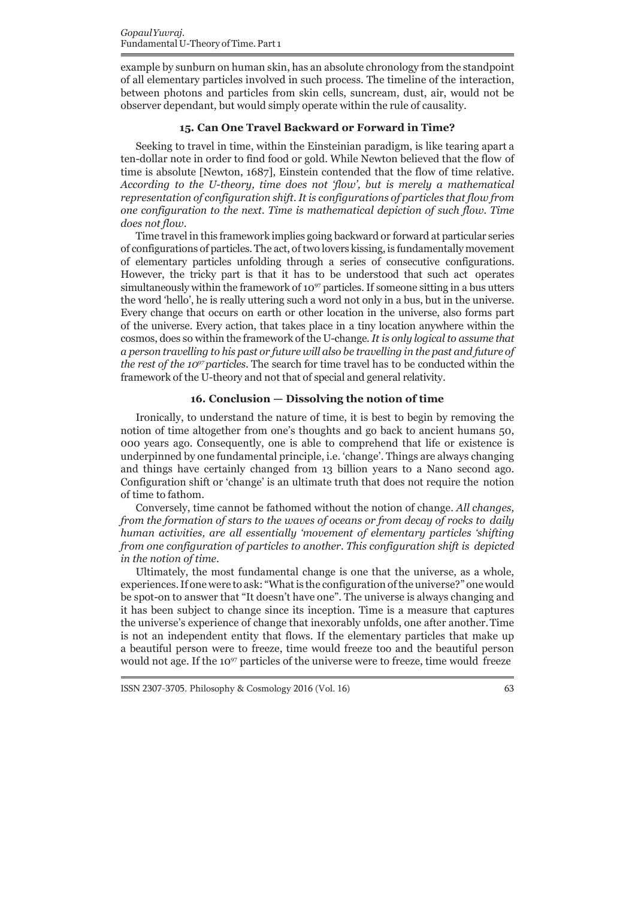example by sunburn on human skin, has an absolute chronology from the standpoint of all elementary particles involved in such process. The timeline of the interaction, between photons and particles from skin cells, suncream, dust, air, would not be observer dependant, but would simply operate within the rule of causality.

### 15. Can One Travel Backward or Forward in Time?

Seeking to travel in time, within the Einsteinian paradigm, is like tearing apart a ten-dollar note in order to find food or gold. While Newton believed that the flow of time is absolute [Newton, 1687], Einstein contended that the flow of time relative. *According to the U-theory, time does not 'flow', but is merely a mathematical representation of configuration shift. It is configurations of particles that flow from one configuration to the next. Time is mathematical depiction of such flow. Time does not flow.*

Time travel in this framework implies going backward or forward at particular series of configurations of particles. The act, of two lovers kissing, is fundamentally movement of elementary particles unfolding through a series of consecutive configurations. However, the tricky part is that it has to be understood that such act operates simultaneously within the framework of $10^{97}$ particles. If someone sitting in a bus utters the word 'hello', he is really uttering such a word not only in a bus, but in the universe. Every change that occurs on earth or other location in the universe, also forms part of the universe. Every action, that takes place in a tiny location anywhere within the cosmos, does so within the framework of the U-change. *It is only logical to assume that a person travelling to his past or future will also be travelling in the past and future of the rest of the $10^{97}$ particles.* The search for time travel has to be conducted within the framework of the U-theory and not that of special and general relativity.

### 16. Conclusion — Dissolving the notion of time

Ironically, to understand the nature of time, it is best to begin by removing the notion of time altogether from one's thoughts and go back to ancient humans 50, 000 years ago. Consequently, one is able to comprehend that life or existence is underpinned by one fundamental principle, i.e. 'change'. Things are always changing and things have certainly changed from 13 billion years to a Nano second ago. Configuration shift or 'change' is an ultimate truth that does not require the notion of time to fathom.

Conversely, time cannot be fathomed without the notion of change. *All changes, from the formation of stars to the waves of oceans or from decay of rocks to daily human activities, are all essentially 'movement of elementary particles 'shifting from one configuration of particles to another. This configuration shift is depicted in the notion of time.*

Ultimately, the most fundamental change is one that the universe, as a whole, experiences. If one were to ask: "What is the configuration of the universe?" one would be spot-on to answer that "It doesn't have one". The universe is always changing and it has been subject to change since its inception. Time is a measure that captures the universe's experience of change that inexorably unfolds, one after another. Time is not an independent entity that flows. If the elementary particles that make up a beautiful person were to freeze, time would freeze too and the beautiful person would not age. If the $10^{97}$ particles of the universe were to freeze, time would freeze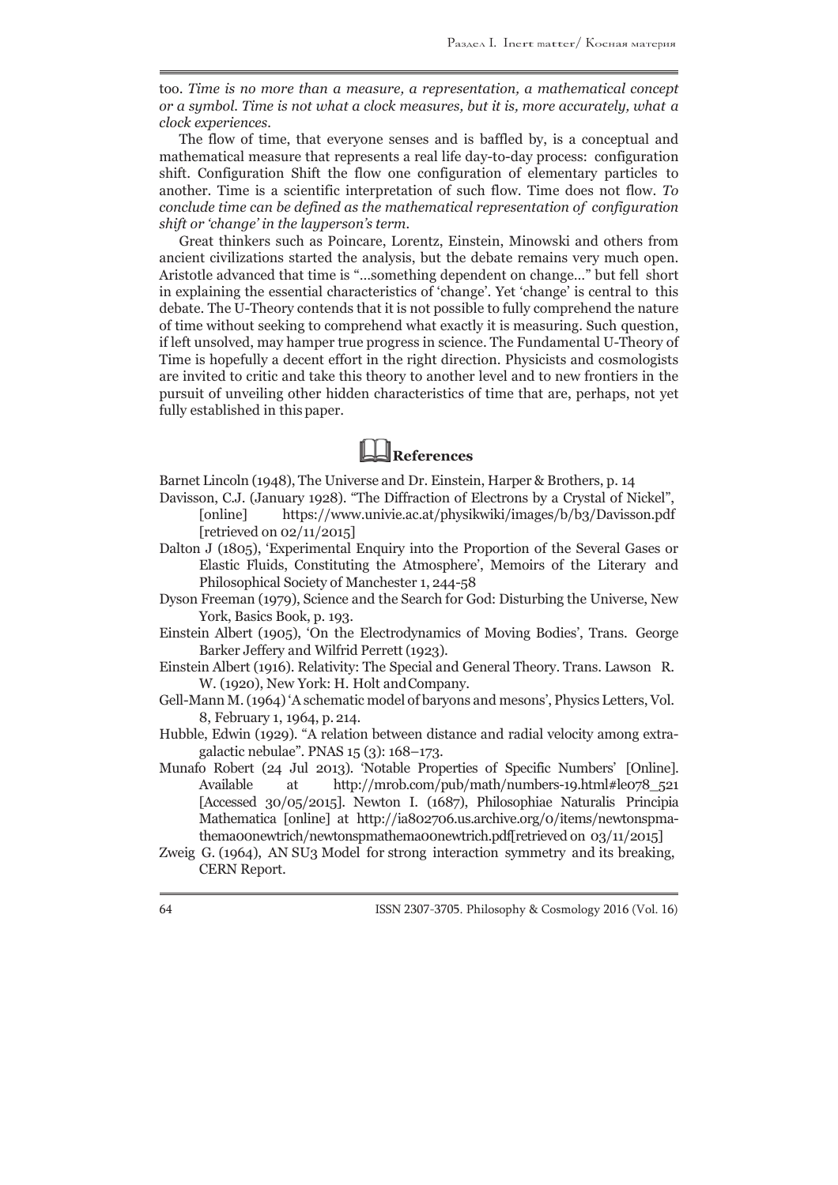too. *Time is no more than a measure, a representation, a mathematical concept or a symbol. Time is not what a clock measures, but it is, more accurately, what a clock experiences.*

The flow of time, that everyone senses and is baffled by, is a conceptual and mathematical measure that represents a real life day-to-day process: configuration shift. Configuration Shift the flow one configuration of elementary particles to another. Time is a scientific interpretation of such flow. Time does not flow. *To conclude time can be defined as the mathematical representation of configuration shift or 'change' in the layperson's term.*

Great thinkers such as Poincare, Lorentz, Einstein, Minowski and others from ancient civilizations started the analysis, but the debate remains very much open. Aristotle advanced that time is "...something dependent on change..." but fell short in explaining the essential characteristics of 'change'. Yet 'change' is central to this debate. The U-Theory contends that it is not possible to fully comprehend the nature of time without seeking to comprehend what exactly it is measuring. Such question, if left unsolved, may hamper true progress in science. The Fundamental U-Theory of Time is hopefully a decent effort in the right direction. Physicists and cosmologists are invited to critic and take this theory to another level and to new frontiers in the pursuit of unveiling other hidden characteristics of time that are, perhaps, not yet fully established in this paper.

## References

Barnet Lincoln (1948), The Universe and Dr. Einstein, Harper & Brothers, p. 14

Davisson, C.J. (January 1928). "The Diffraction of Electrons by a Crystal of Nickel", [online] https://www.univie.ac.at/physikwiki/images/b/b3/Davisson.pdf [retrieved on 02/11/2015]

Dalton J (1805), 'Experimental Enquiry into the Proportion of the Several Gases or Elastic Fluids, Constituting the Atmosphere', Memoirs of the Literary and Philosophical Society of Manchester 1, 244-58

Dyson Freeman (1979), Science and the Search for God: Disturbing the Universe, New York, Basics Book, p. 193.

Einstein Albert (1905), 'On the Electrodynamics of Moving Bodies', Trans. George Barker Jeffery and Wilfrid Perrett (1923).

Einstein Albert (1916). Relativity: The Special and General Theory. Trans. Lawson R. W. (1920), New York: H. Holt and Company.

Gell-Mann M. (1964) 'A schematic model of baryons and mesons', Physics Letters, Vol. 8, February 1, 1964, p. 214.

Hubble, Edwin (1929). "A relation between distance and radial velocity among extra-galactic nebulae". PNAS 15 (3): 168–173.

Munafo Robert (24 Jul 2013). 'Notable Properties of Specific Numbers' [Online]. Available at http://mrob.com/pub/math/numbers-19.html#le078_521 [Accessed 30/05/2015]. Newton I. (1687), Philosophiae Naturalis Principia Mathematica [online] at http://ia802706.us.archive.org/0/items/newtonspmathema00newtrich/newtonspmathema00newtrich.pdf[retrieved on 03/11/2015]

Zweig G. (1964), AN SU3 Model for strong interaction symmetry and its breaking, CERN Report.